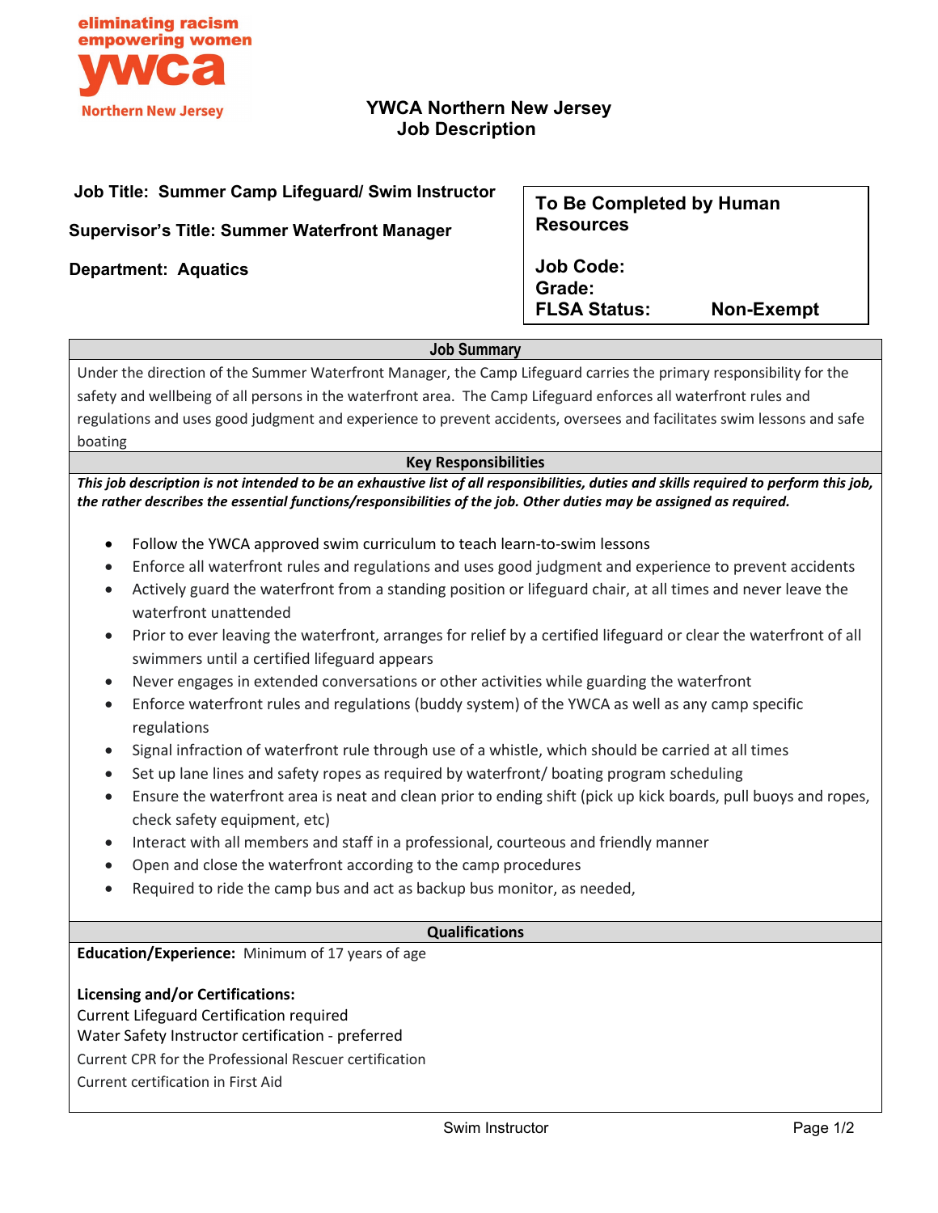eliminating racism
empowering women
ywca
Northern New Jersey

# YWCA Northern New Jersey
## Job Description

**Job Title: Summer Camp Lifeguard/ Swim Instructor**

**Supervisor's Title: Summer Waterfront Manager**

**Department: Aquatics**

| To Be Completed by Human Resources | |
|---|---|
| **Job Code:** | |
| **Grade:** | |
| **FLSA Status:** | **Non-Exempt** |

### Job Summary

Under the direction of the Summer Waterfront Manager, the Camp Lifeguard carries the primary responsibility for the safety and wellbeing of all persons in the waterfront area. The Camp Lifeguard enforces all waterfront rules and regulations and uses good judgment and experience to prevent accidents, oversees and facilitates swim lessons and safe boating

### Key Responsibilities

***This job description is not intended to be an exhaustive list of all responsibilities, duties and skills required to perform this job, the rather describes the essential functions/responsibilities of the job. Other duties may be assigned as required.***

- Follow the YWCA approved swim curriculum to teach learn-to-swim lessons
- Enforce all waterfront rules and regulations and uses good judgment and experience to prevent accidents
- Actively guard the waterfront from a standing position or lifeguard chair, at all times and never leave the waterfront unattended
- Prior to ever leaving the waterfront, arranges for relief by a certified lifeguard or clear the waterfront of all swimmers until a certified lifeguard appears
- Never engages in extended conversations or other activities while guarding the waterfront
- Enforce waterfront rules and regulations (buddy system) of the YWCA as well as any camp specific regulations
- Signal infraction of waterfront rule through use of a whistle, which should be carried at all times
- Set up lane lines and safety ropes as required by waterfront/ boating program scheduling
- Ensure the waterfront area is neat and clean prior to ending shift (pick up kick boards, pull buoys and ropes, check safety equipment, etc)
- Interact with all members and staff in a professional, courteous and friendly manner
- Open and close the waterfront according to the camp procedures
- Required to ride the camp bus and act as backup bus monitor, as needed,

### Qualifications

**Education/Experience:** Minimum of 17 years of age

**Licensing and/or Certifications:**
Current Lifeguard Certification required
Water Safety Instructor certification - preferred
Current CPR for the Professional Rescuer certification
Current certification in First Aid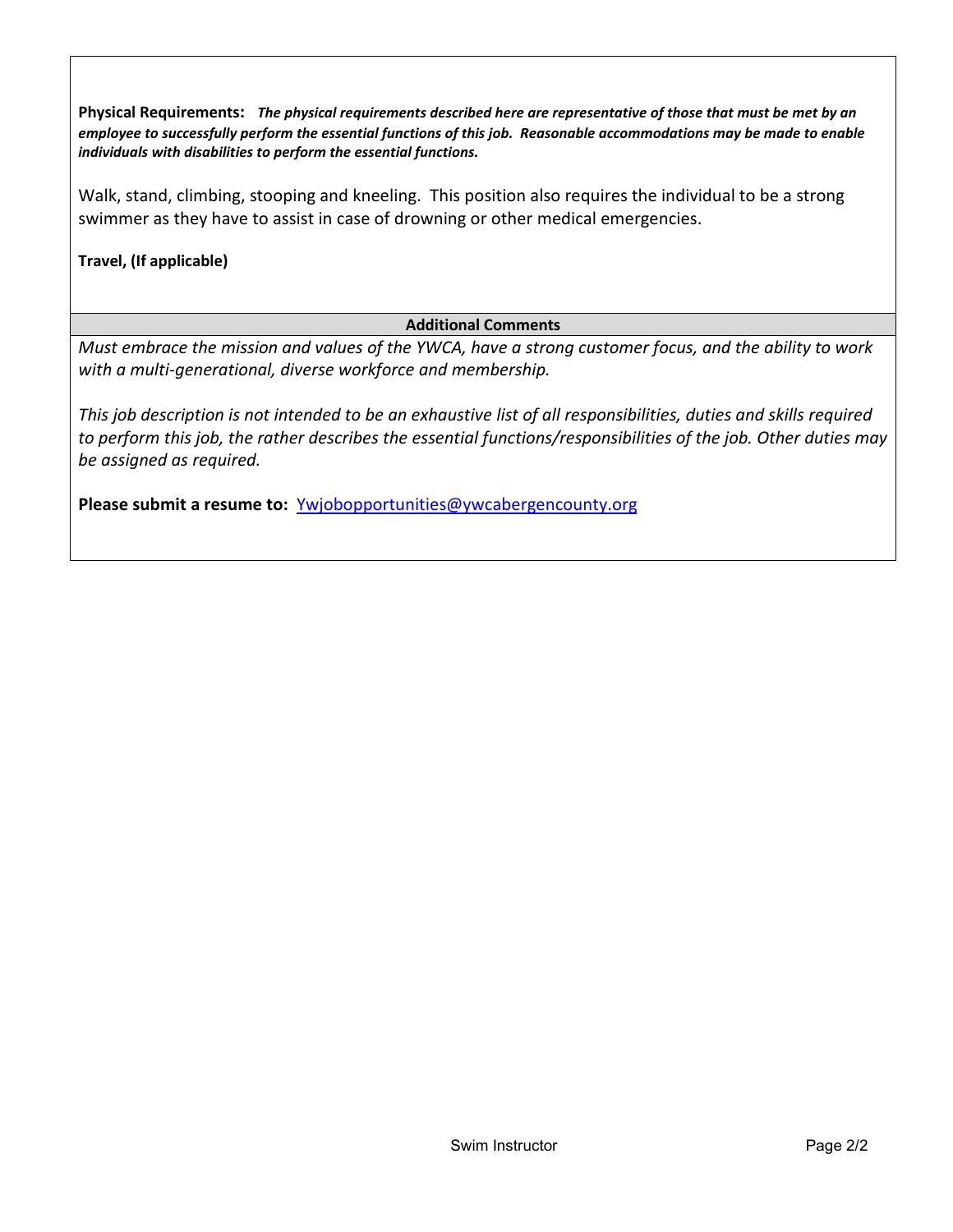**Physical Requirements:** ***The physical requirements described here are representative of those that must be met by an employee to successfully perform the essential functions of this job. Reasonable accommodations may be made to enable individuals with disabilities to perform the essential functions.***

Walk, stand, climbing, stooping and kneeling. This position also requires the individual to be a strong swimmer as they have to assist in case of drowning or other medical emergencies.

**Travel, (If applicable)**

## Additional Comments

*Must embrace the mission and values of the YWCA, have a strong customer focus, and the ability to work with a multi-generational, diverse workforce and membership.*

*This job description is not intended to be an exhaustive list of all responsibilities, duties and skills required to perform this job, the rather describes the essential functions/responsibilities of the job. Other duties may be assigned as required.*

**Please submit a resume to:** Ywjobopportunities@ywcabergencounty.org